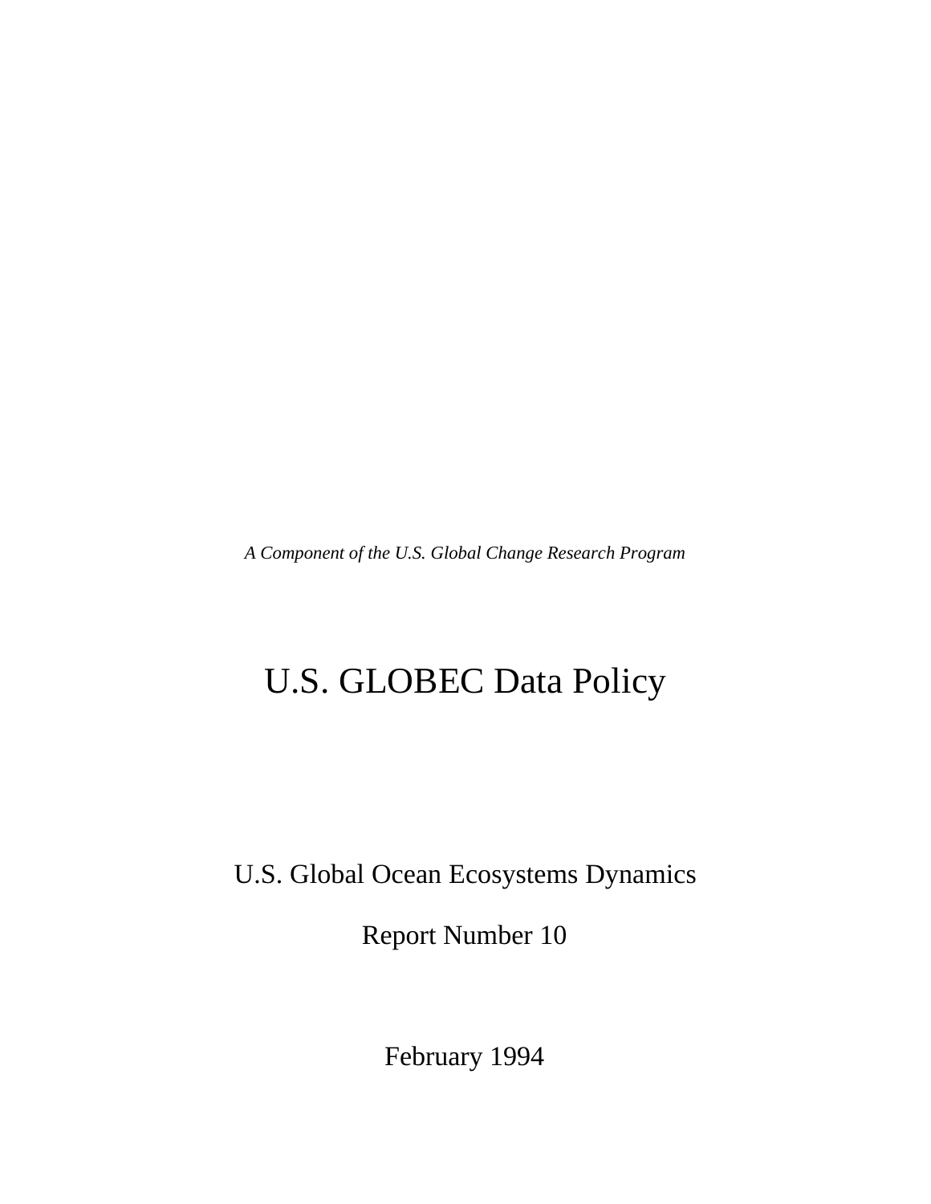*A Component of the U.S. Global Change Research Program*

# U.S. GLOBEC Data Policy

U.S. Global Ocean Ecosystems Dynamics

Report Number 10

February 1994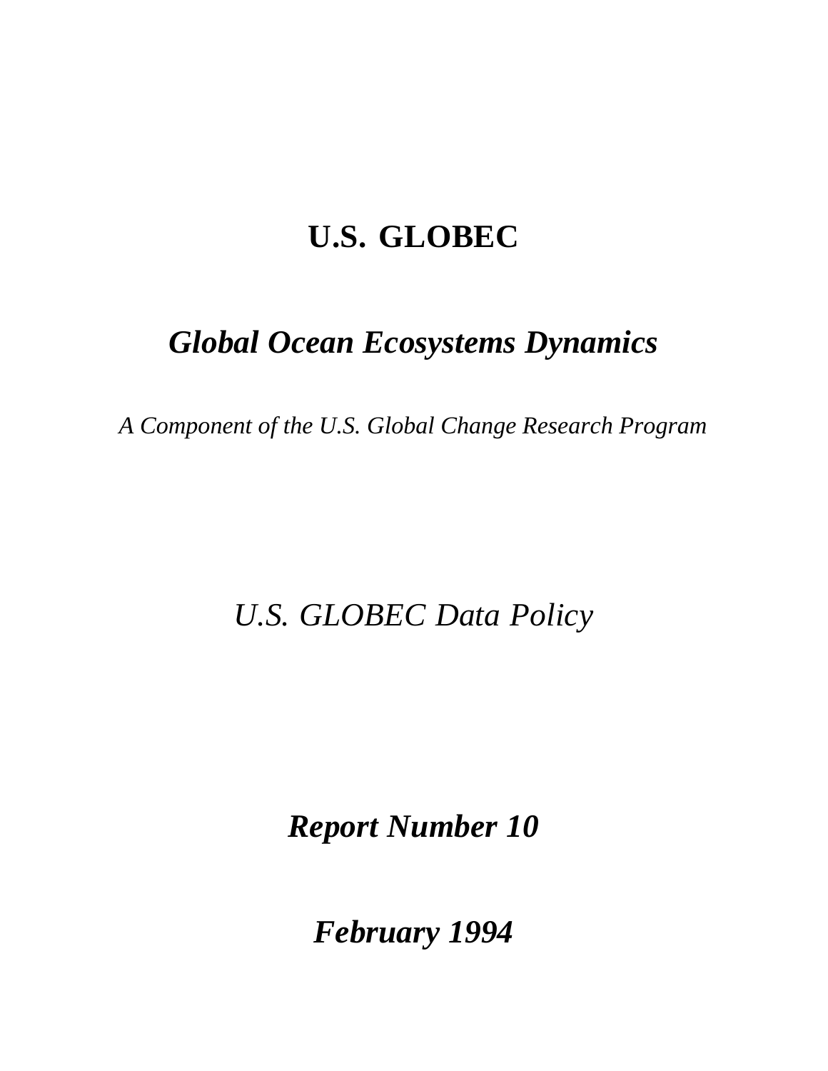# U.S. GLOBEC

## *Global Ocean Ecosystems Dynamics*

*A Component of the U.S. Global Change Research Program*

*U.S. GLOBEC Data Policy*

***Report Number 10***

***February 1994***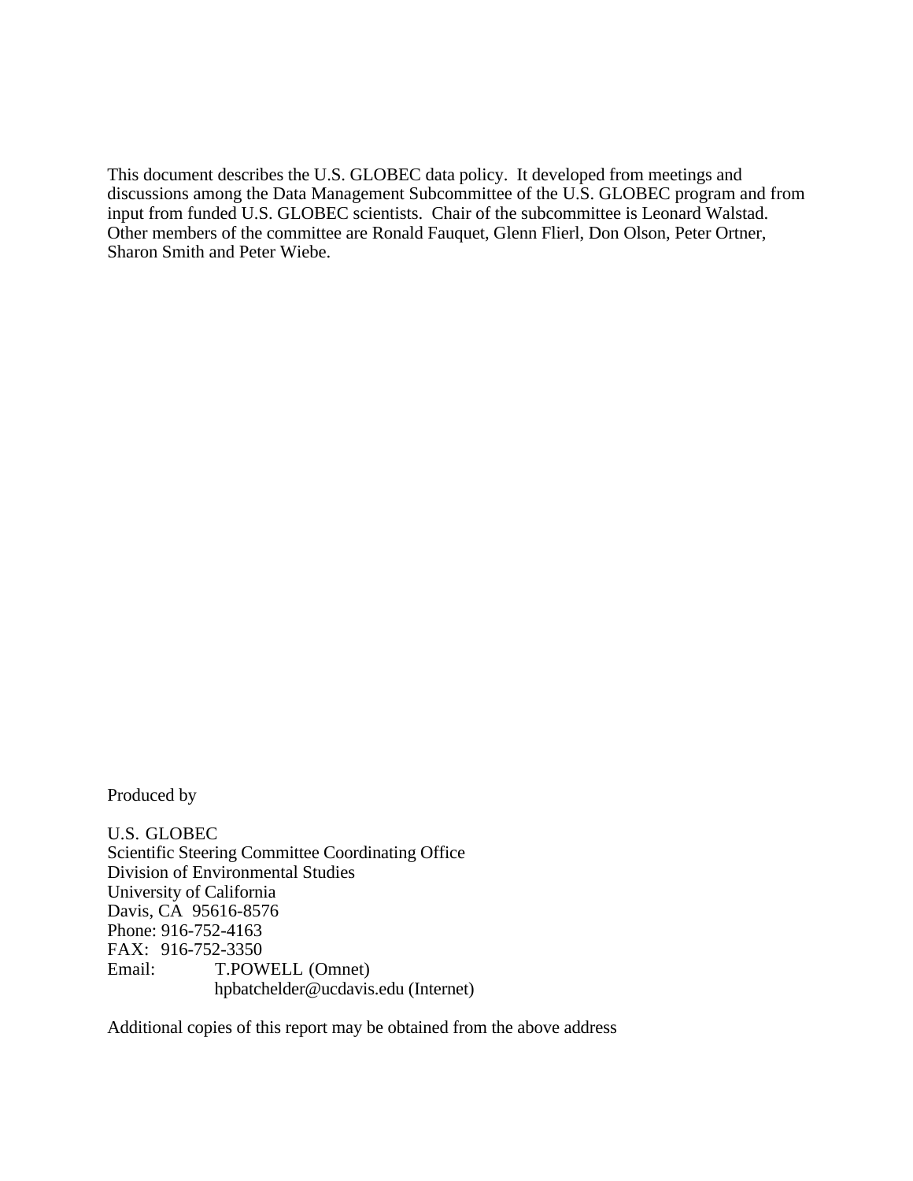This document describes the U.S. GLOBEC data policy. It developed from meetings and discussions among the Data Management Subcommittee of the U.S. GLOBEC program and from input from funded U.S. GLOBEC scientists. Chair of the subcommittee is Leonard Walstad. Other members of the committee are Ronald Fauquet, Glenn Flierl, Don Olson, Peter Ortner, Sharon Smith and Peter Wiebe.

Produced by

U.S. GLOBEC  
Scientific Steering Committee Coordinating Office  
Division of Environmental Studies  
University of California  
Davis, CA 95616-8576  
Phone: 916-752-4163  
FAX: 916-752-3350  
Email: T.POWELL (Omnet)  
hpbatchelder@ucdavis.edu (Internet)

Additional copies of this report may be obtained from the above address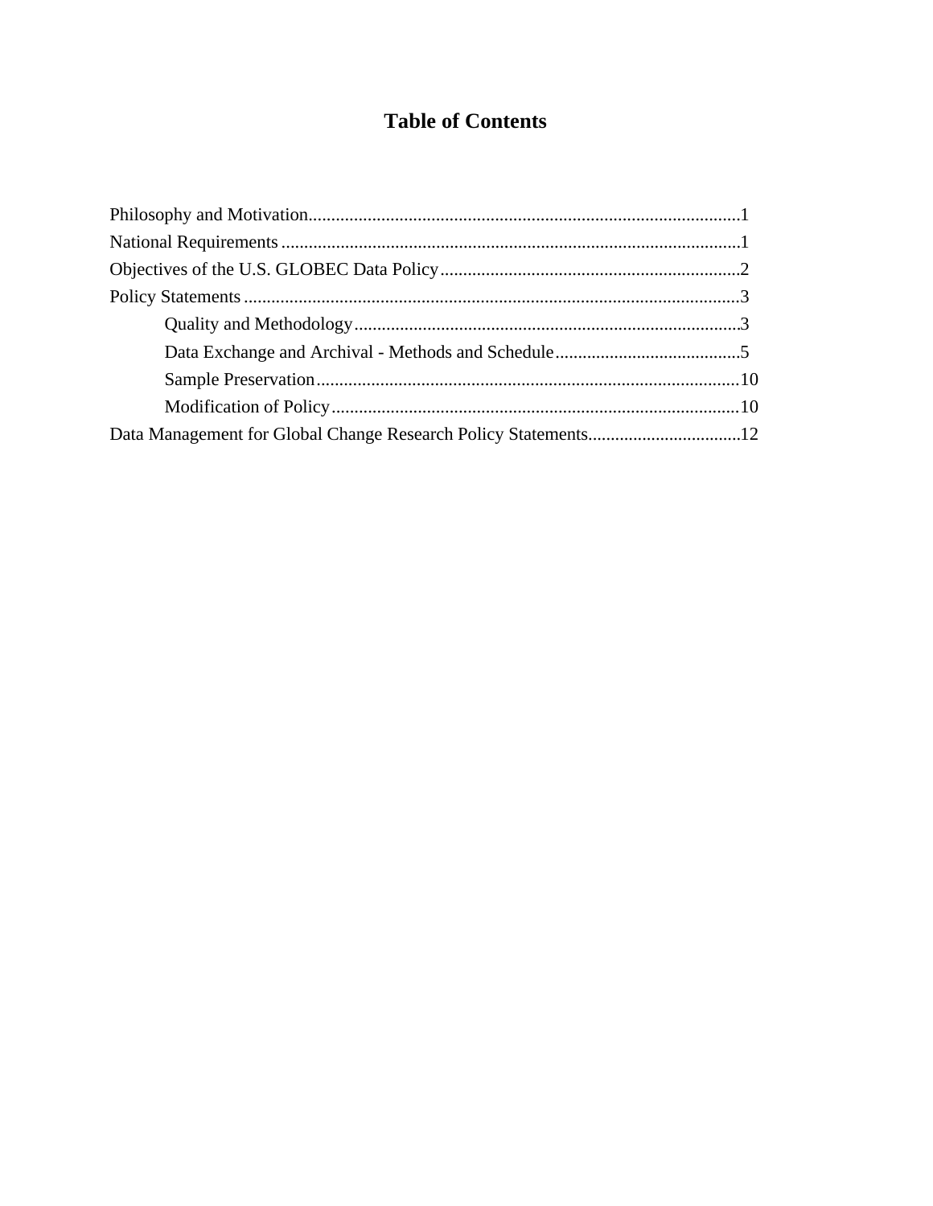# Table of Contents

Philosophy and Motivation..............................................................................................1
National Requirements ....................................................................................................1
Objectives of the U.S. GLOBEC Data Policy.................................................................2
Policy Statements ............................................................................................................3
    Quality and Methodology....................................................................................3
    Data Exchange and Archival - Methods and Schedule.........................................5
    Sample Preservation............................................................................................10
    Modification of Policy.........................................................................................10
Data Management for Global Change Research Policy Statements.................................12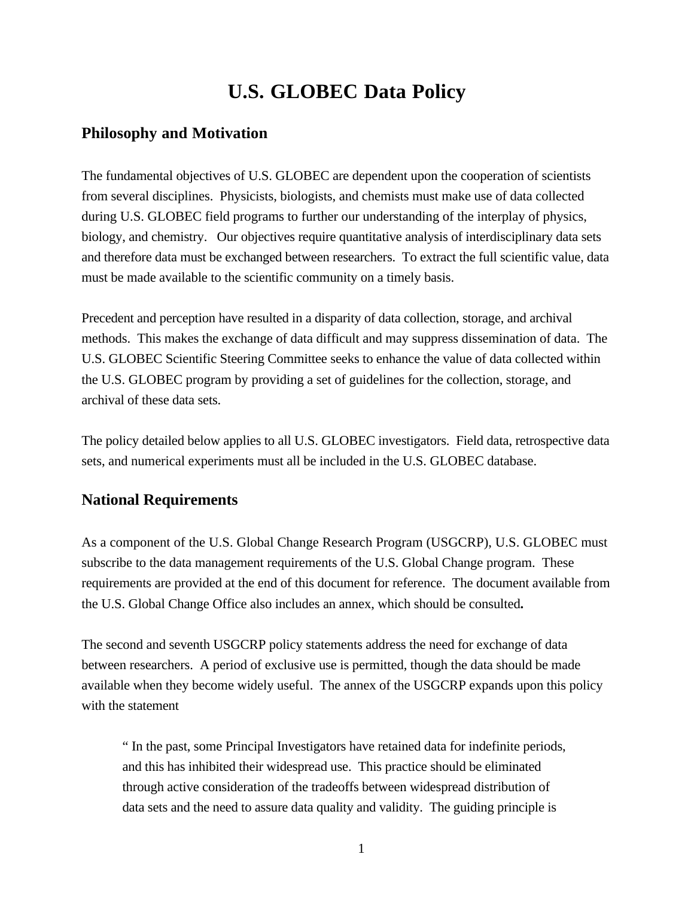# U.S. GLOBEC Data Policy

## Philosophy and Motivation

The fundamental objectives of U.S. GLOBEC are dependent upon the cooperation of scientists from several disciplines. Physicists, biologists, and chemists must make use of data collected during U.S. GLOBEC field programs to further our understanding of the interplay of physics, biology, and chemistry. Our objectives require quantitative analysis of interdisciplinary data sets and therefore data must be exchanged between researchers. To extract the full scientific value, data must be made available to the scientific community on a timely basis.

Precedent and perception have resulted in a disparity of data collection, storage, and archival methods. This makes the exchange of data difficult and may suppress dissemination of data. The U.S. GLOBEC Scientific Steering Committee seeks to enhance the value of data collected within the U.S. GLOBEC program by providing a set of guidelines for the collection, storage, and archival of these data sets.

The policy detailed below applies to all U.S. GLOBEC investigators. Field data, retrospective data sets, and numerical experiments must all be included in the U.S. GLOBEC database.

## National Requirements

As a component of the U.S. Global Change Research Program (USGCRP), U.S. GLOBEC must subscribe to the data management requirements of the U.S. Global Change program. These requirements are provided at the end of this document for reference. The document available from the U.S. Global Change Office also includes an annex, which should be consulted**.**

The second and seventh USGCRP policy statements address the need for exchange of data between researchers. A period of exclusive use is permitted, though the data should be made available when they become widely useful. The annex of the USGCRP expands upon this policy with the statement

> " In the past, some Principal Investigators have retained data for indefinite periods, and this has inhibited their widespread use. This practice should be eliminated through active consideration of the tradeoffs between widespread distribution of data sets and the need to assure data quality and validity. The guiding principle is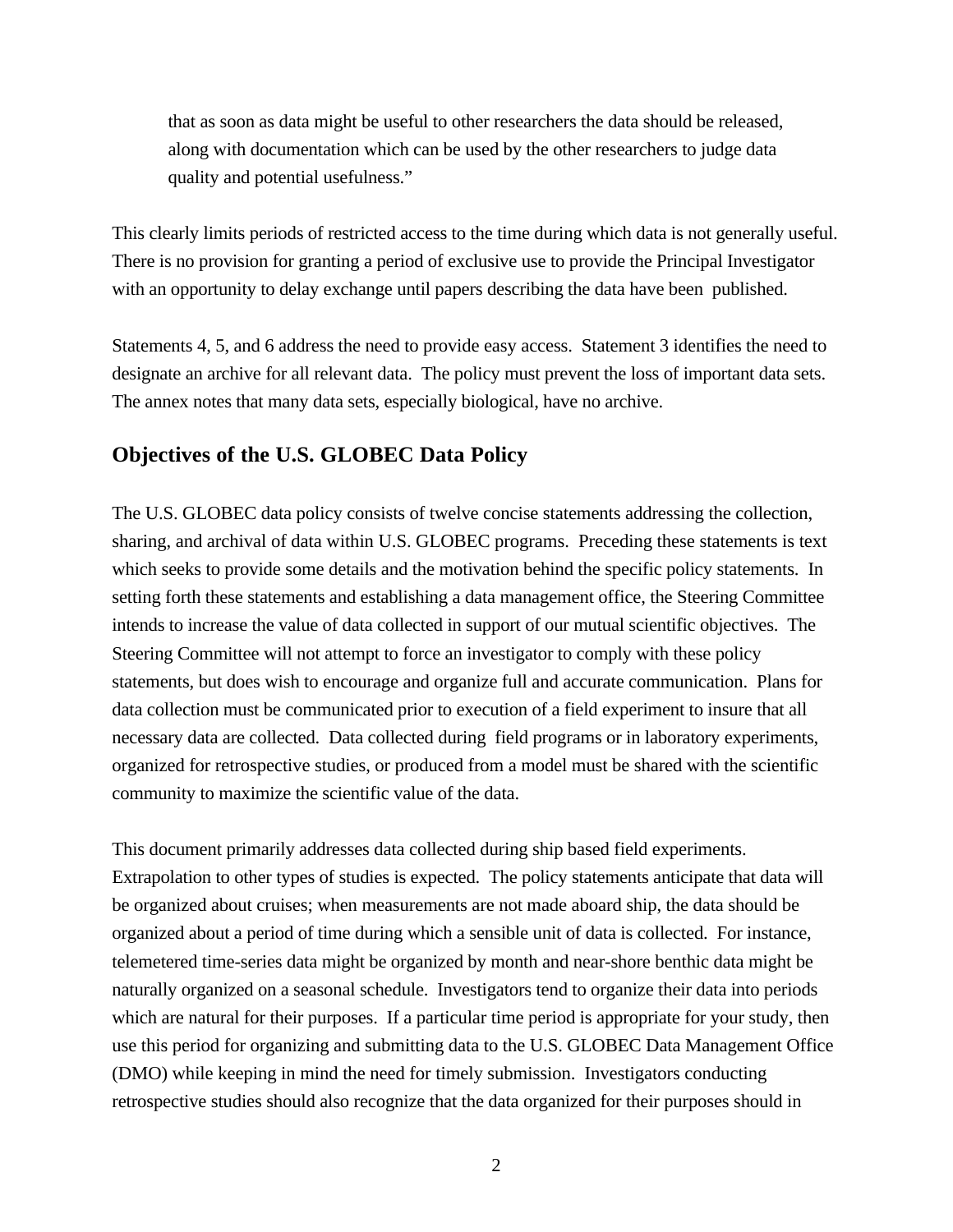> that as soon as data might be useful to other researchers the data should be released, along with documentation which can be used by the other researchers to judge data quality and potential usefulness."

This clearly limits periods of restricted access to the time during which data is not generally useful. There is no provision for granting a period of exclusive use to provide the Principal Investigator with an opportunity to delay exchange until papers describing the data have been published.

Statements 4, 5, and 6 address the need to provide easy access. Statement 3 identifies the need to designate an archive for all relevant data. The policy must prevent the loss of important data sets. The annex notes that many data sets, especially biological, have no archive.

## Objectives of the U.S. GLOBEC Data Policy

The U.S. GLOBEC data policy consists of twelve concise statements addressing the collection, sharing, and archival of data within U.S. GLOBEC programs. Preceding these statements is text which seeks to provide some details and the motivation behind the specific policy statements. In setting forth these statements and establishing a data management office, the Steering Committee intends to increase the value of data collected in support of our mutual scientific objectives. The Steering Committee will not attempt to force an investigator to comply with these policy statements, but does wish to encourage and organize full and accurate communication. Plans for data collection must be communicated prior to execution of a field experiment to insure that all necessary data are collected. Data collected during field programs or in laboratory experiments, organized for retrospective studies, or produced from a model must be shared with the scientific community to maximize the scientific value of the data.

This document primarily addresses data collected during ship based field experiments. Extrapolation to other types of studies is expected. The policy statements anticipate that data will be organized about cruises; when measurements are not made aboard ship, the data should be organized about a period of time during which a sensible unit of data is collected. For instance, telemetered time-series data might be organized by month and near-shore benthic data might be naturally organized on a seasonal schedule. Investigators tend to organize their data into periods which are natural for their purposes. If a particular time period is appropriate for your study, then use this period for organizing and submitting data to the U.S. GLOBEC Data Management Office (DMO) while keeping in mind the need for timely submission. Investigators conducting retrospective studies should also recognize that the data organized for their purposes should in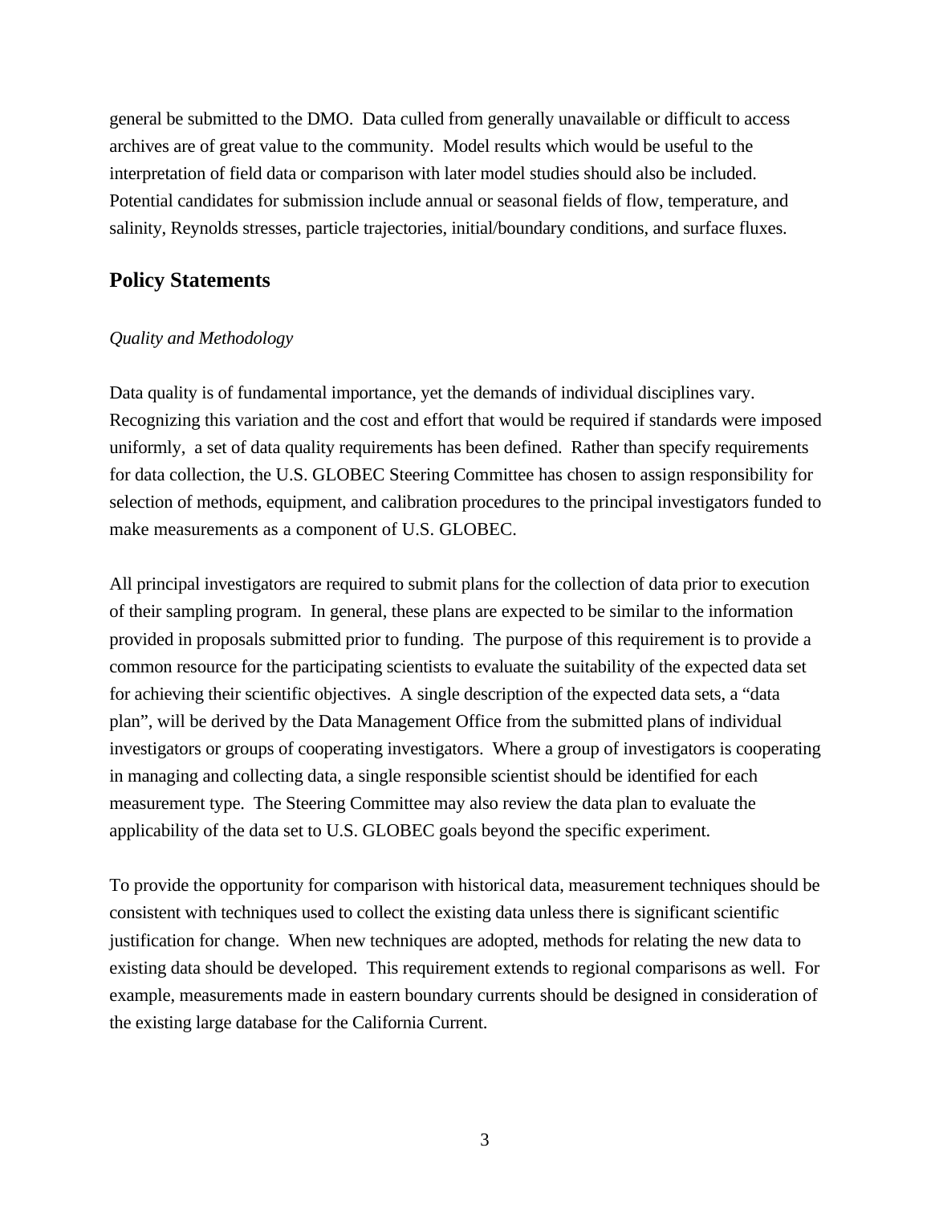general be submitted to the DMO. Data culled from generally unavailable or difficult to access archives are of great value to the community. Model results which would be useful to the interpretation of field data or comparison with later model studies should also be included. Potential candidates for submission include annual or seasonal fields of flow, temperature, and salinity, Reynolds stresses, particle trajectories, initial/boundary conditions, and surface fluxes.

## Policy Statements

*Quality and Methodology*

Data quality is of fundamental importance, yet the demands of individual disciplines vary. Recognizing this variation and the cost and effort that would be required if standards were imposed uniformly, a set of data quality requirements has been defined. Rather than specify requirements for data collection, the U.S. GLOBEC Steering Committee has chosen to assign responsibility for selection of methods, equipment, and calibration procedures to the principal investigators funded to make measurements as a component of U.S. GLOBEC.

All principal investigators are required to submit plans for the collection of data prior to execution of their sampling program. In general, these plans are expected to be similar to the information provided in proposals submitted prior to funding. The purpose of this requirement is to provide a common resource for the participating scientists to evaluate the suitability of the expected data set for achieving their scientific objectives. A single description of the expected data sets, a "data plan", will be derived by the Data Management Office from the submitted plans of individual investigators or groups of cooperating investigators. Where a group of investigators is cooperating in managing and collecting data, a single responsible scientist should be identified for each measurement type. The Steering Committee may also review the data plan to evaluate the applicability of the data set to U.S. GLOBEC goals beyond the specific experiment.

To provide the opportunity for comparison with historical data, measurement techniques should be consistent with techniques used to collect the existing data unless there is significant scientific justification for change. When new techniques are adopted, methods for relating the new data to existing data should be developed. This requirement extends to regional comparisons as well. For example, measurements made in eastern boundary currents should be designed in consideration of the existing large database for the California Current.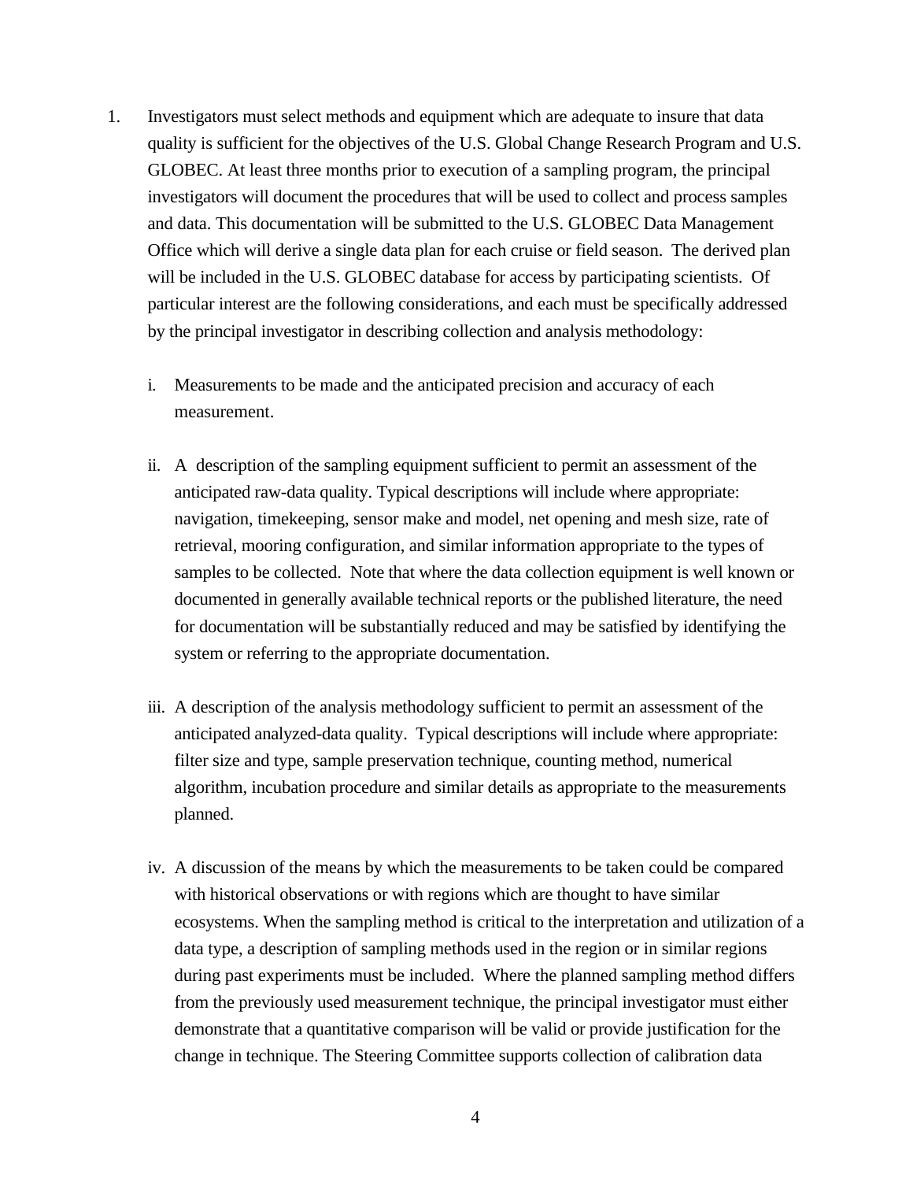1. Investigators must select methods and equipment which are adequate to insure that data quality is sufficient for the objectives of the U.S. Global Change Research Program and U.S. GLOBEC. At least three months prior to execution of a sampling program, the principal investigators will document the procedures that will be used to collect and process samples and data. This documentation will be submitted to the U.S. GLOBEC Data Management Office which will derive a single data plan for each cruise or field season. The derived plan will be included in the U.S. GLOBEC database for access by participating scientists. Of particular interest are the following considerations, and each must be specifically addressed by the principal investigator in describing collection and analysis methodology:

   i. Measurements to be made and the anticipated precision and accuracy of each measurement.

   ii. A description of the sampling equipment sufficient to permit an assessment of the anticipated raw-data quality. Typical descriptions will include where appropriate: navigation, timekeeping, sensor make and model, net opening and mesh size, rate of retrieval, mooring configuration, and similar information appropriate to the types of samples to be collected. Note that where the data collection equipment is well known or documented in generally available technical reports or the published literature, the need for documentation will be substantially reduced and may be satisfied by identifying the system or referring to the appropriate documentation.

   iii. A description of the analysis methodology sufficient to permit an assessment of the anticipated analyzed-data quality. Typical descriptions will include where appropriate: filter size and type, sample preservation technique, counting method, numerical algorithm, incubation procedure and similar details as appropriate to the measurements planned.

   iv. A discussion of the means by which the measurements to be taken could be compared with historical observations or with regions which are thought to have similar ecosystems. When the sampling method is critical to the interpretation and utilization of a data type, a description of sampling methods used in the region or in similar regions during past experiments must be included. Where the planned sampling method differs from the previously used measurement technique, the principal investigator must either demonstrate that a quantitative comparison will be valid or provide justification for the change in technique. The Steering Committee supports collection of calibration data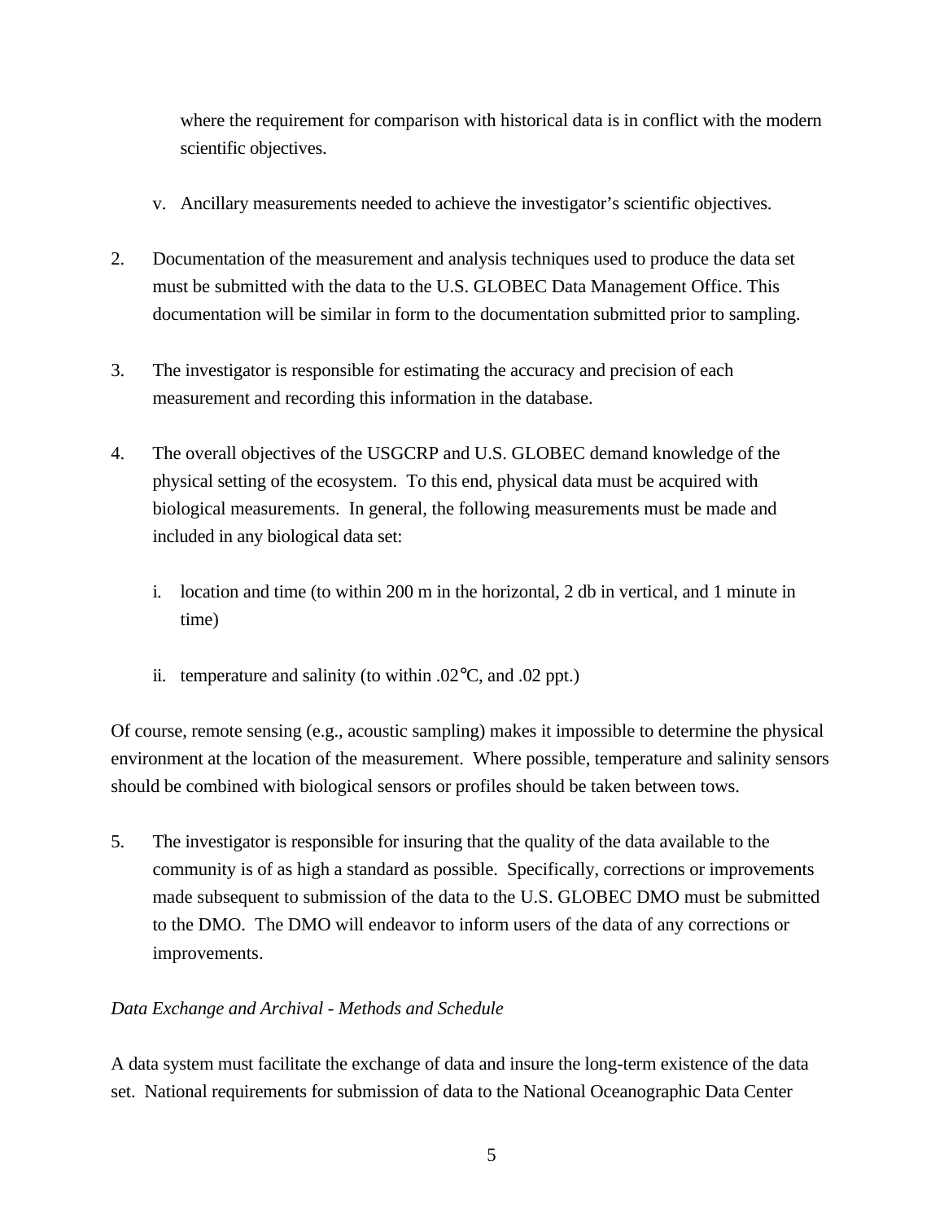where the requirement for comparison with historical data is in conflict with the modern scientific objectives.

v. Ancillary measurements needed to achieve the investigator's scientific objectives.

2. Documentation of the measurement and analysis techniques used to produce the data set must be submitted with the data to the U.S. GLOBEC Data Management Office. This documentation will be similar in form to the documentation submitted prior to sampling.

3. The investigator is responsible for estimating the accuracy and precision of each measurement and recording this information in the database.

4. The overall objectives of the USGCRP and U.S. GLOBEC demand knowledge of the physical setting of the ecosystem. To this end, physical data must be acquired with biological measurements. In general, the following measurements must be made and included in any biological data set:

   i. location and time (to within 200 m in the horizontal, 2 db in vertical, and 1 minute in time)

   ii. temperature and salinity (to within .02°C, and .02 ppt.)

Of course, remote sensing (e.g., acoustic sampling) makes it impossible to determine the physical environment at the location of the measurement. Where possible, temperature and salinity sensors should be combined with biological sensors or profiles should be taken between tows.

5. The investigator is responsible for insuring that the quality of the data available to the community is of as high a standard as possible. Specifically, corrections or improvements made subsequent to submission of the data to the U.S. GLOBEC DMO must be submitted to the DMO. The DMO will endeavor to inform users of the data of any corrections or improvements.

*Data Exchange and Archival - Methods and Schedule*

A data system must facilitate the exchange of data and insure the long-term existence of the data set. National requirements for submission of data to the National Oceanographic Data Center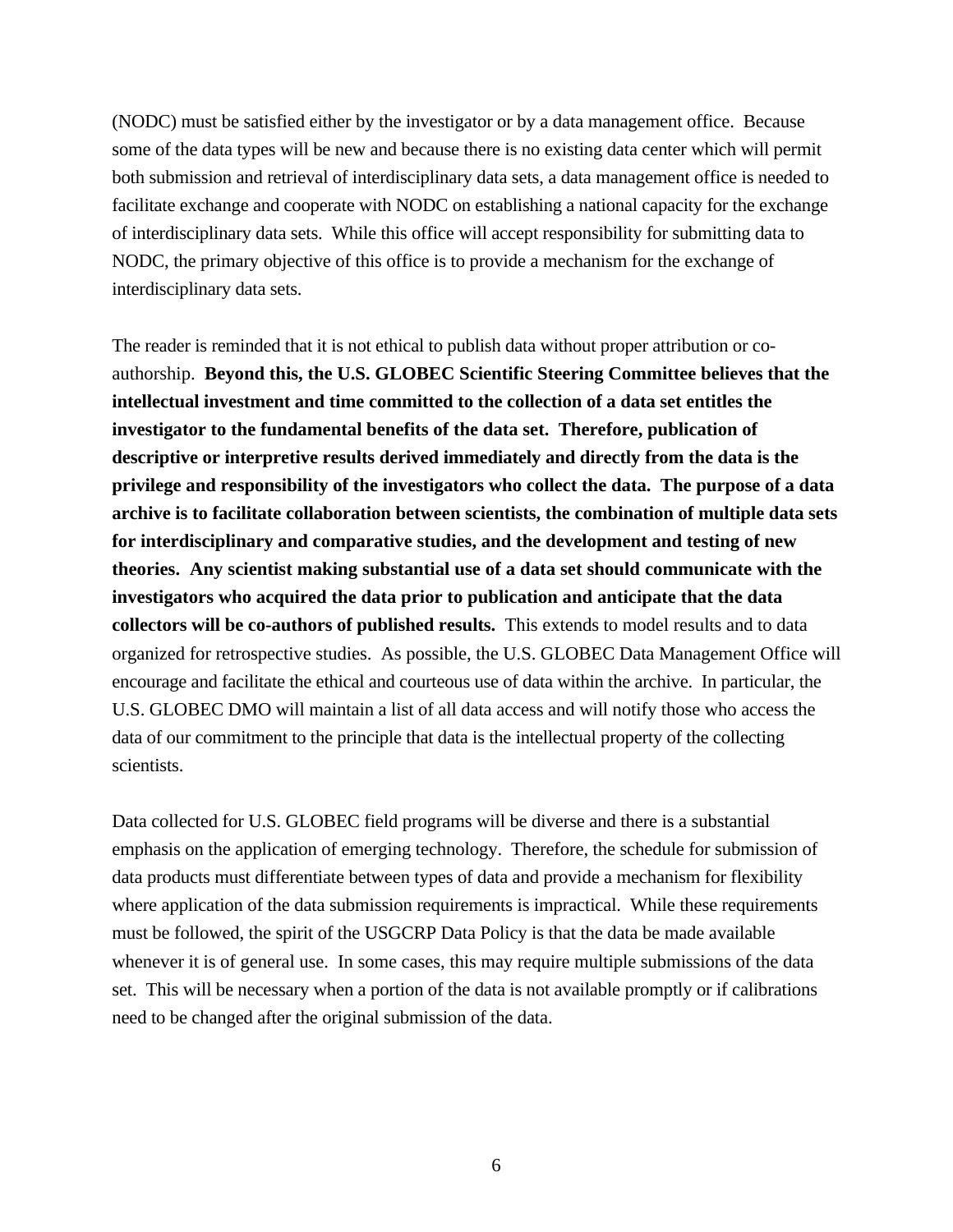(NODC) must be satisfied either by the investigator or by a data management office. Because some of the data types will be new and because there is no existing data center which will permit both submission and retrieval of interdisciplinary data sets, a data management office is needed to facilitate exchange and cooperate with NODC on establishing a national capacity for the exchange of interdisciplinary data sets. While this office will accept responsibility for submitting data to NODC, the primary objective of this office is to provide a mechanism for the exchange of interdisciplinary data sets.

The reader is reminded that it is not ethical to publish data without proper attribution or co-authorship. **Beyond this, the U.S. GLOBEC Scientific Steering Committee believes that the intellectual investment and time committed to the collection of a data set entitles the investigator to the fundamental benefits of the data set. Therefore, publication of descriptive or interpretive results derived immediately and directly from the data is the privilege and responsibility of the investigators who collect the data. The purpose of a data archive is to facilitate collaboration between scientists, the combination of multiple data sets for interdisciplinary and comparative studies, and the development and testing of new theories. Any scientist making substantial use of a data set should communicate with the investigators who acquired the data prior to publication and anticipate that the data collectors will be co-authors of published results.** This extends to model results and to data organized for retrospective studies. As possible, the U.S. GLOBEC Data Management Office will encourage and facilitate the ethical and courteous use of data within the archive. In particular, the U.S. GLOBEC DMO will maintain a list of all data access and will notify those who access the data of our commitment to the principle that data is the intellectual property of the collecting scientists.

Data collected for U.S. GLOBEC field programs will be diverse and there is a substantial emphasis on the application of emerging technology. Therefore, the schedule for submission of data products must differentiate between types of data and provide a mechanism for flexibility where application of the data submission requirements is impractical. While these requirements must be followed, the spirit of the USGCRP Data Policy is that the data be made available whenever it is of general use. In some cases, this may require multiple submissions of the data set. This will be necessary when a portion of the data is not available promptly or if calibrations need to be changed after the original submission of the data.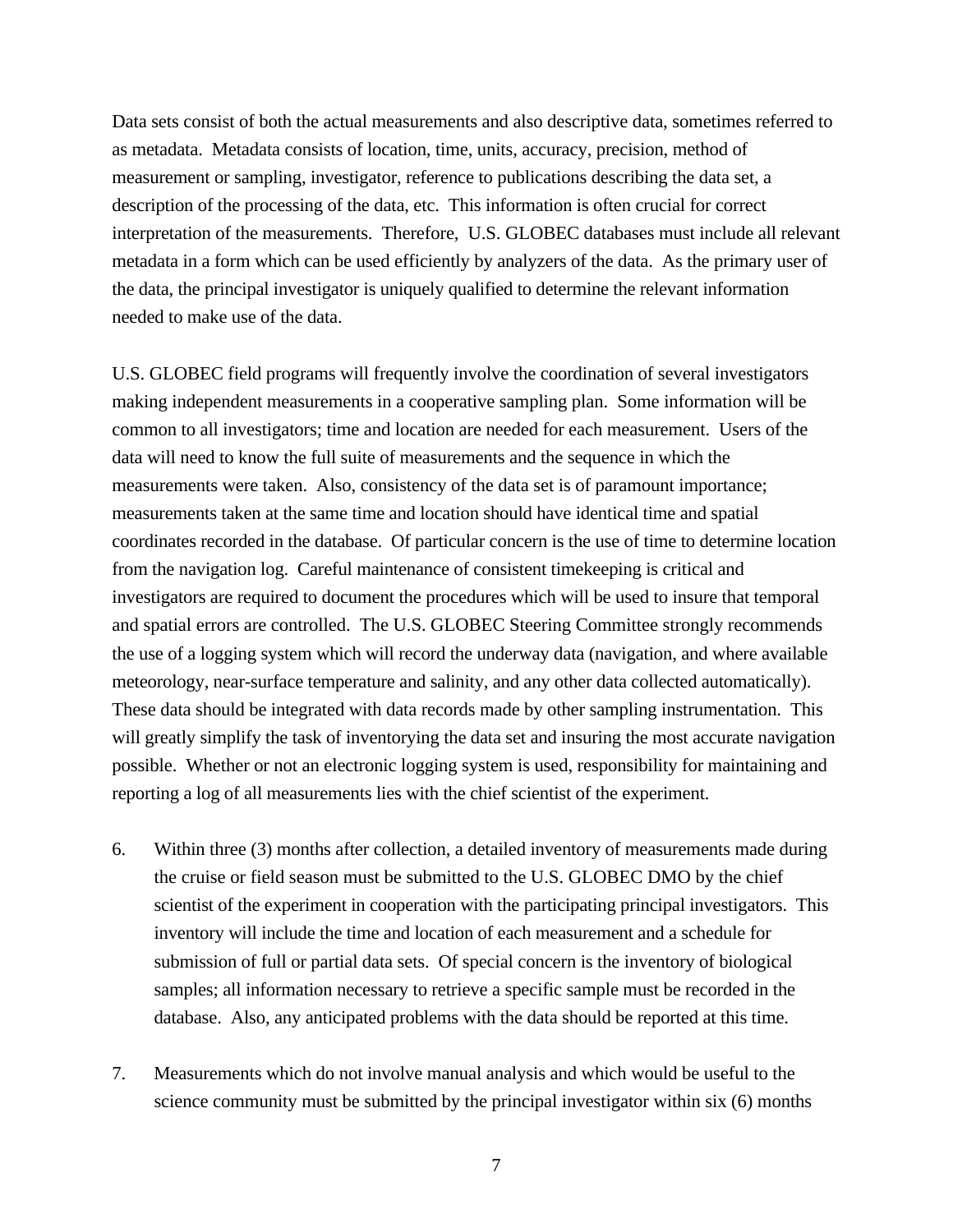Data sets consist of both the actual measurements and also descriptive data, sometimes referred to as metadata. Metadata consists of location, time, units, accuracy, precision, method of measurement or sampling, investigator, reference to publications describing the data set, a description of the processing of the data, etc. This information is often crucial for correct interpretation of the measurements. Therefore, U.S. GLOBEC databases must include all relevant metadata in a form which can be used efficiently by analyzers of the data. As the primary user of the data, the principal investigator is uniquely qualified to determine the relevant information needed to make use of the data.

U.S. GLOBEC field programs will frequently involve the coordination of several investigators making independent measurements in a cooperative sampling plan. Some information will be common to all investigators; time and location are needed for each measurement. Users of the data will need to know the full suite of measurements and the sequence in which the measurements were taken. Also, consistency of the data set is of paramount importance; measurements taken at the same time and location should have identical time and spatial coordinates recorded in the database. Of particular concern is the use of time to determine location from the navigation log. Careful maintenance of consistent timekeeping is critical and investigators are required to document the procedures which will be used to insure that temporal and spatial errors are controlled. The U.S. GLOBEC Steering Committee strongly recommends the use of a logging system which will record the underway data (navigation, and where available meteorology, near-surface temperature and salinity, and any other data collected automatically). These data should be integrated with data records made by other sampling instrumentation. This will greatly simplify the task of inventorying the data set and insuring the most accurate navigation possible. Whether or not an electronic logging system is used, responsibility for maintaining and reporting a log of all measurements lies with the chief scientist of the experiment.

6. Within three (3) months after collection, a detailed inventory of measurements made during the cruise or field season must be submitted to the U.S. GLOBEC DMO by the chief scientist of the experiment in cooperation with the participating principal investigators. This inventory will include the time and location of each measurement and a schedule for submission of full or partial data sets. Of special concern is the inventory of biological samples; all information necessary to retrieve a specific sample must be recorded in the database. Also, any anticipated problems with the data should be reported at this time.

7. Measurements which do not involve manual analysis and which would be useful to the science community must be submitted by the principal investigator within six (6) months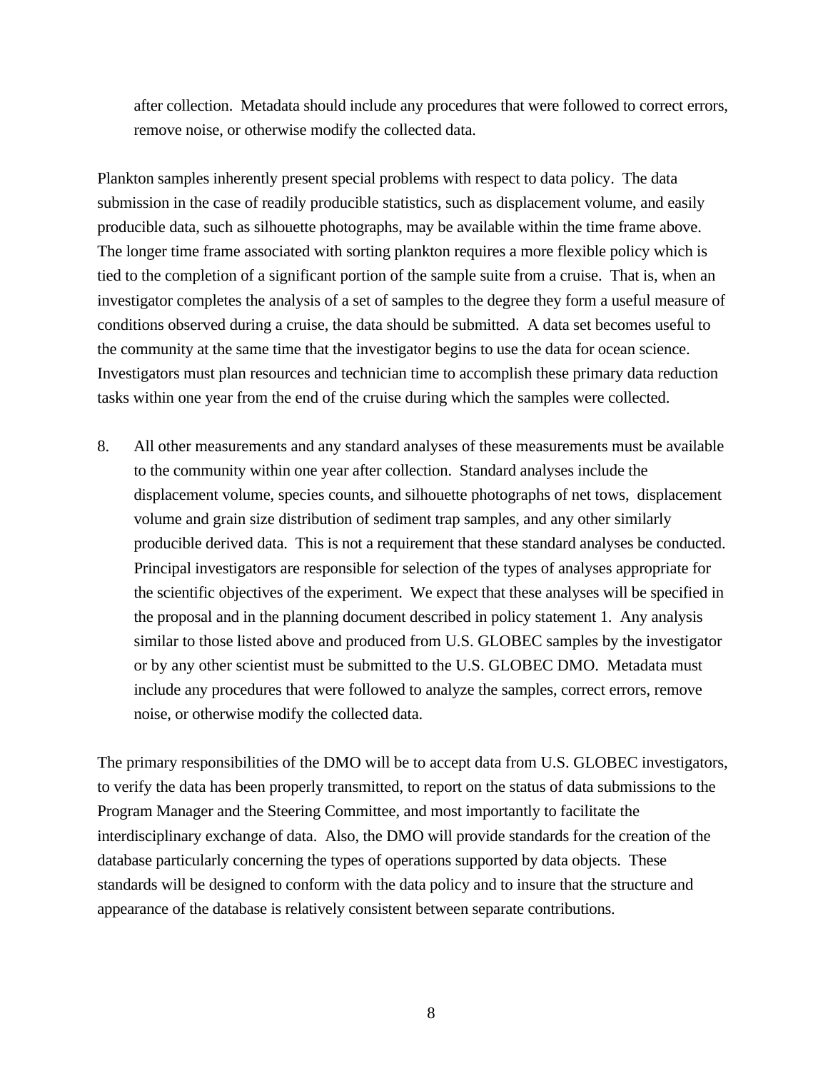after collection. Metadata should include any procedures that were followed to correct errors, remove noise, or otherwise modify the collected data.

Plankton samples inherently present special problems with respect to data policy. The data submission in the case of readily producible statistics, such as displacement volume, and easily producible data, such as silhouette photographs, may be available within the time frame above. The longer time frame associated with sorting plankton requires a more flexible policy which is tied to the completion of a significant portion of the sample suite from a cruise. That is, when an investigator completes the analysis of a set of samples to the degree they form a useful measure of conditions observed during a cruise, the data should be submitted. A data set becomes useful to the community at the same time that the investigator begins to use the data for ocean science. Investigators must plan resources and technician time to accomplish these primary data reduction tasks within one year from the end of the cruise during which the samples were collected.

8. All other measurements and any standard analyses of these measurements must be available to the community within one year after collection. Standard analyses include the displacement volume, species counts, and silhouette photographs of net tows, displacement volume and grain size distribution of sediment trap samples, and any other similarly producible derived data. This is not a requirement that these standard analyses be conducted. Principal investigators are responsible for selection of the types of analyses appropriate for the scientific objectives of the experiment. We expect that these analyses will be specified in the proposal and in the planning document described in policy statement 1. Any analysis similar to those listed above and produced from U.S. GLOBEC samples by the investigator or by any other scientist must be submitted to the U.S. GLOBEC DMO. Metadata must include any procedures that were followed to analyze the samples, correct errors, remove noise, or otherwise modify the collected data.

The primary responsibilities of the DMO will be to accept data from U.S. GLOBEC investigators, to verify the data has been properly transmitted, to report on the status of data submissions to the Program Manager and the Steering Committee, and most importantly to facilitate the interdisciplinary exchange of data. Also, the DMO will provide standards for the creation of the database particularly concerning the types of operations supported by data objects. These standards will be designed to conform with the data policy and to insure that the structure and appearance of the database is relatively consistent between separate contributions.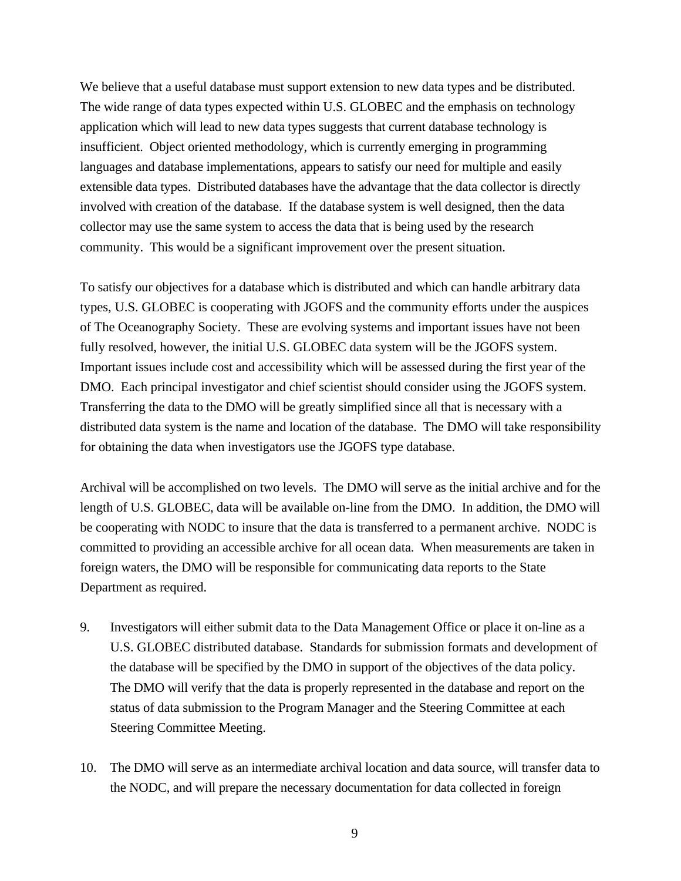We believe that a useful database must support extension to new data types and be distributed. The wide range of data types expected within U.S. GLOBEC and the emphasis on technology application which will lead to new data types suggests that current database technology is insufficient. Object oriented methodology, which is currently emerging in programming languages and database implementations, appears to satisfy our need for multiple and easily extensible data types. Distributed databases have the advantage that the data collector is directly involved with creation of the database. If the database system is well designed, then the data collector may use the same system to access the data that is being used by the research community. This would be a significant improvement over the present situation.

To satisfy our objectives for a database which is distributed and which can handle arbitrary data types, U.S. GLOBEC is cooperating with JGOFS and the community efforts under the auspices of The Oceanography Society. These are evolving systems and important issues have not been fully resolved, however, the initial U.S. GLOBEC data system will be the JGOFS system. Important issues include cost and accessibility which will be assessed during the first year of the DMO. Each principal investigator and chief scientist should consider using the JGOFS system. Transferring the data to the DMO will be greatly simplified since all that is necessary with a distributed data system is the name and location of the database. The DMO will take responsibility for obtaining the data when investigators use the JGOFS type database.

Archival will be accomplished on two levels. The DMO will serve as the initial archive and for the length of U.S. GLOBEC, data will be available on-line from the DMO. In addition, the DMO will be cooperating with NODC to insure that the data is transferred to a permanent archive. NODC is committed to providing an accessible archive for all ocean data. When measurements are taken in foreign waters, the DMO will be responsible for communicating data reports to the State Department as required.

9. Investigators will either submit data to the Data Management Office or place it on-line as a U.S. GLOBEC distributed database. Standards for submission formats and development of the database will be specified by the DMO in support of the objectives of the data policy. The DMO will verify that the data is properly represented in the database and report on the status of data submission to the Program Manager and the Steering Committee at each Steering Committee Meeting.

10. The DMO will serve as an intermediate archival location and data source, will transfer data to the NODC, and will prepare the necessary documentation for data collected in foreign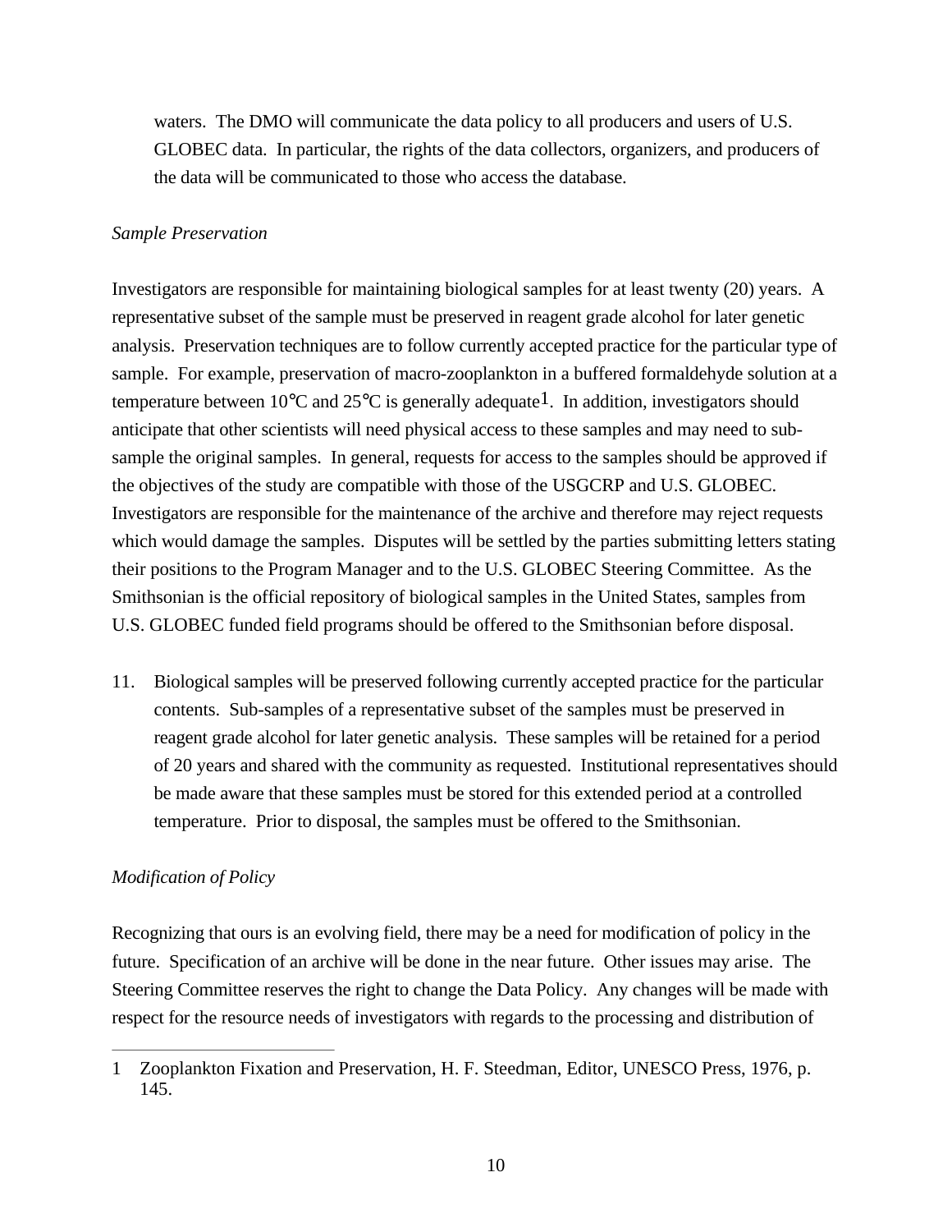waters. The DMO will communicate the data policy to all producers and users of U.S. GLOBEC data. In particular, the rights of the data collectors, organizers, and producers of the data will be communicated to those who access the database.

*Sample Preservation*

Investigators are responsible for maintaining biological samples for at least twenty (20) years. A representative subset of the sample must be preserved in reagent grade alcohol for later genetic analysis. Preservation techniques are to follow currently accepted practice for the particular type of sample. For example, preservation of macro-zooplankton in a buffered formaldehyde solution at a temperature between 10°C and 25°C is generally adequate[1]. In addition, investigators should anticipate that other scientists will need physical access to these samples and may need to sub-sample the original samples. In general, requests for access to the samples should be approved if the objectives of the study are compatible with those of the USGCRP and U.S. GLOBEC. Investigators are responsible for the maintenance of the archive and therefore may reject requests which would damage the samples. Disputes will be settled by the parties submitting letters stating their positions to the Program Manager and to the U.S. GLOBEC Steering Committee. As the Smithsonian is the official repository of biological samples in the United States, samples from U.S. GLOBEC funded field programs should be offered to the Smithsonian before disposal.

11. Biological samples will be preserved following currently accepted practice for the particular contents. Sub-samples of a representative subset of the samples must be preserved in reagent grade alcohol for later genetic analysis. These samples will be retained for a period of 20 years and shared with the community as requested. Institutional representatives should be made aware that these samples must be stored for this extended period at a controlled temperature. Prior to disposal, the samples must be offered to the Smithsonian.

*Modification of Policy*

Recognizing that ours is an evolving field, there may be a need for modification of policy in the future. Specification of an archive will be done in the near future. Other issues may arise. The Steering Committee reserves the right to change the Data Policy. Any changes will be made with respect for the resource needs of investigators with regards to the processing and distribution of

---

1 Zooplankton Fixation and Preservation, H. F. Steedman, Editor, UNESCO Press, 1976, p. 145.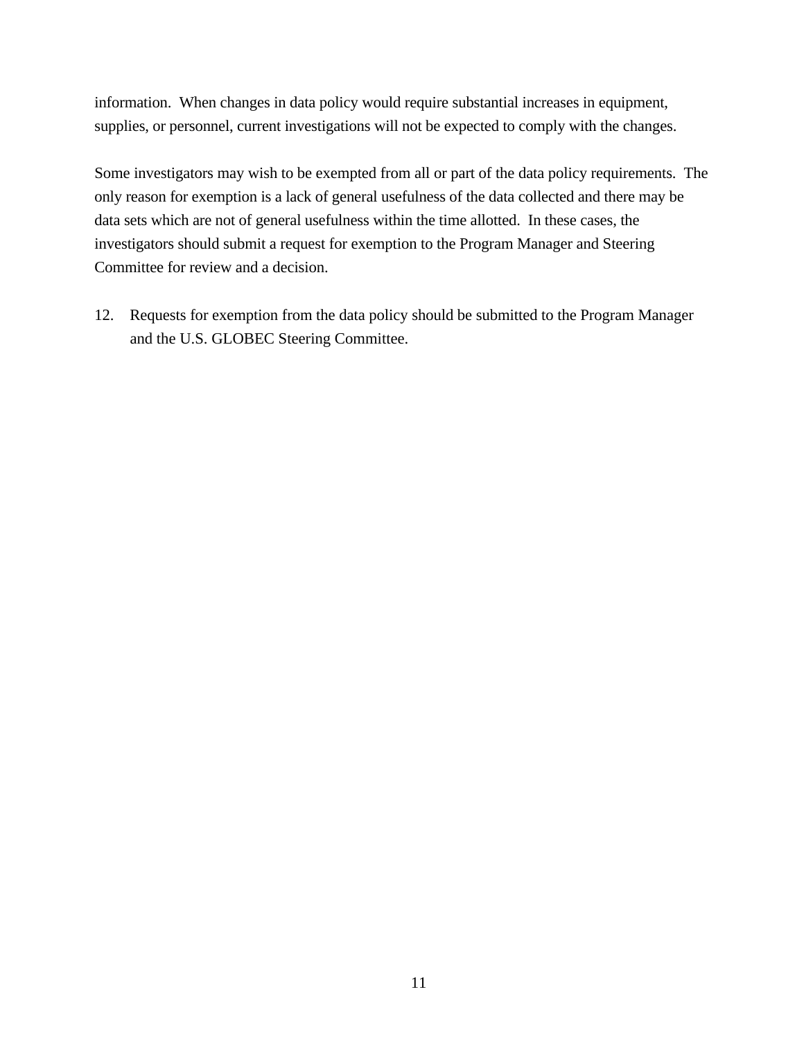information. When changes in data policy would require substantial increases in equipment, supplies, or personnel, current investigations will not be expected to comply with the changes.

Some investigators may wish to be exempted from all or part of the data policy requirements. The only reason for exemption is a lack of general usefulness of the data collected and there may be data sets which are not of general usefulness within the time allotted. In these cases, the investigators should submit a request for exemption to the Program Manager and Steering Committee for review and a decision.

12. Requests for exemption from the data policy should be submitted to the Program Manager and the U.S. GLOBEC Steering Committee.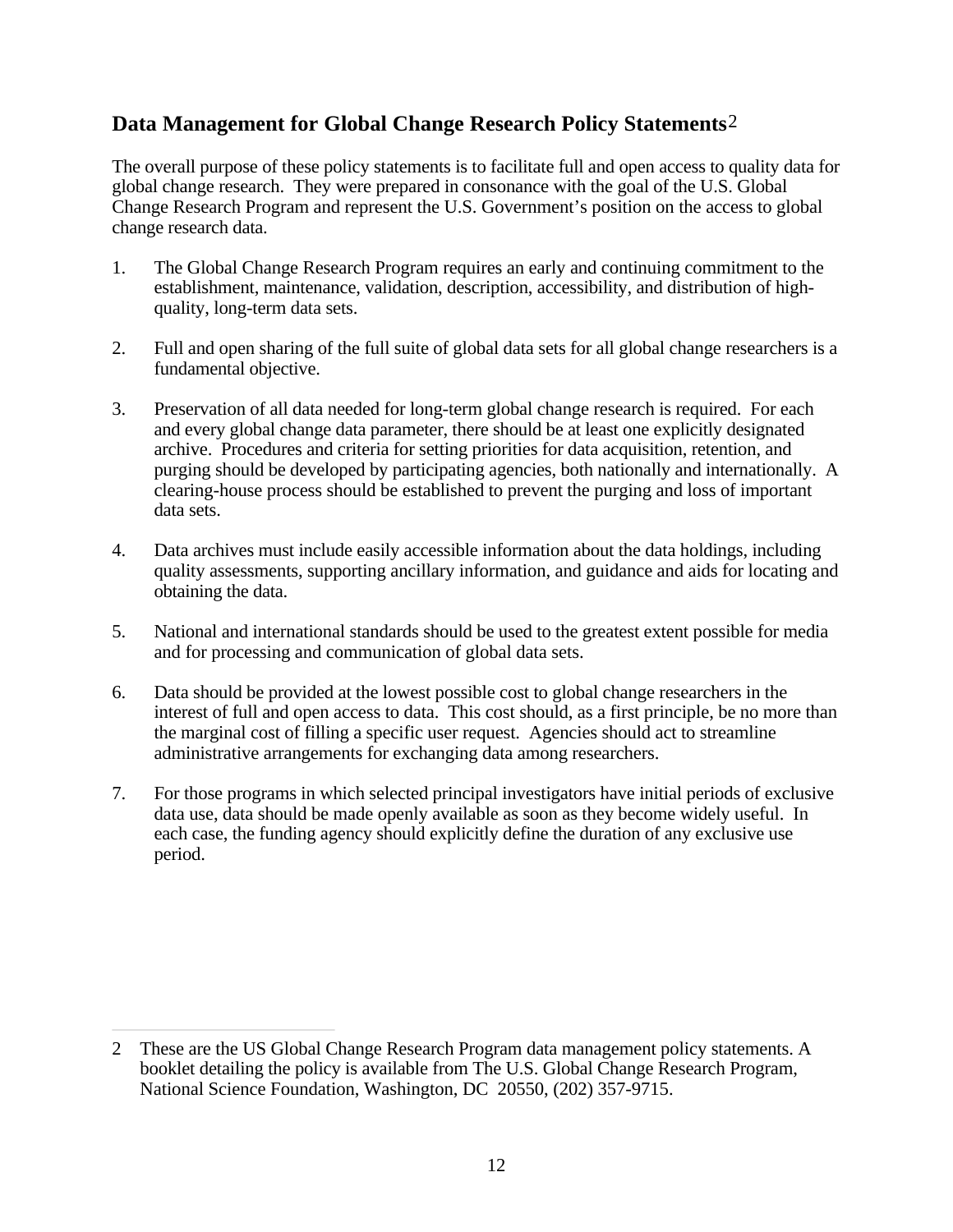## Data Management for Global Change Research Policy Statements[2]

The overall purpose of these policy statements is to facilitate full and open access to quality data for global change research. They were prepared in consonance with the goal of the U.S. Global Change Research Program and represent the U.S. Government's position on the access to global change research data.

1. The Global Change Research Program requires an early and continuing commitment to the establishment, maintenance, validation, description, accessibility, and distribution of high-quality, long-term data sets.

2. Full and open sharing of the full suite of global data sets for all global change researchers is a fundamental objective.

3. Preservation of all data needed for long-term global change research is required. For each and every global change data parameter, there should be at least one explicitly designated archive. Procedures and criteria for setting priorities for data acquisition, retention, and purging should be developed by participating agencies, both nationally and internationally. A clearing-house process should be established to prevent the purging and loss of important data sets.

4. Data archives must include easily accessible information about the data holdings, including quality assessments, supporting ancillary information, and guidance and aids for locating and obtaining the data.

5. National and international standards should be used to the greatest extent possible for media and for processing and communication of global data sets.

6. Data should be provided at the lowest possible cost to global change researchers in the interest of full and open access to data. This cost should, as a first principle, be no more than the marginal cost of filling a specific user request. Agencies should act to streamline administrative arrangements for exchanging data among researchers.

7. For those programs in which selected principal investigators have initial periods of exclusive data use, data should be made openly available as soon as they become widely useful. In each case, the funding agency should explicitly define the duration of any exclusive use period.

---

2 These are the US Global Change Research Program data management policy statements. A booklet detailing the policy is available from The U.S. Global Change Research Program, National Science Foundation, Washington, DC 20550, (202) 357-9715.